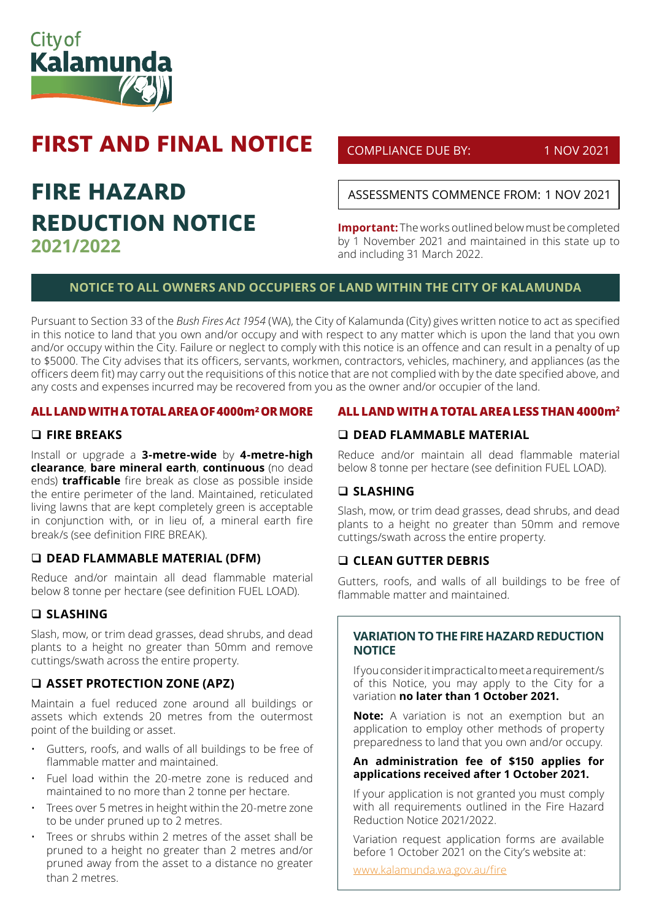City of Kalamunda

# FIRST AND FINAL NOTICE

COMPLIANCE DUE BY: 1 NOV 2021

# FIRE HAZARD REDUCTION NOTICE

## 2021/2022

ASSESSMENTS COMMENCE FROM: 1 NOV 2021

**Important:** The works outlined below must be completed by 1 November 2021 and maintained in this state up to and including 31 March 2022.

## NOTICE TO ALL OWNERS AND OCCUPIERS OF LAND WITHIN THE CITY OF KALAMUNDA

Pursuant to Section 33 of the *Bush Fires Act 1954* (WA), the City of Kalamunda (City) gives written notice to act as specified in this notice to land that you own and/or occupy and with respect to any matter which is upon the land that you own and/or occupy within the City. Failure or neglect to comply with this notice is an offence and can result in a penalty of up to $5000. The City advises that its officers, servants, workmen, contractors, vehicles, machinery, and appliances (as the officers deem fit) may carry out the requisitions of this notice that are not complied with by the date specified above, and any costs and expenses incurred may be recovered from you as the owner and/or occupier of the land.

## ALL LAND WITH A TOTAL AREA OF 4000m² OR MORE

### ❑ FIRE BREAKS

Install or upgrade a **3-metre-wide** by **4-metre-high clearance**, **bare mineral earth**, **continuous** (no dead ends) **trafficable** fire break as close as possible inside the entire perimeter of the land. Maintained, reticulated living lawns that are kept completely green is acceptable in conjunction with, or in lieu of, a mineral earth fire break/s (see definition FIRE BREAK).

### ❑ DEAD FLAMMABLE MATERIAL (DFM)

Reduce and/or maintain all dead flammable material below 8 tonne per hectare (see definition FUEL LOAD).

### ❑ SLASHING

Slash, mow, or trim dead grasses, dead shrubs, and dead plants to a height no greater than 50mm and remove cuttings/swath across the entire property.

### ❑ ASSET PROTECTION ZONE (APZ)

Maintain a fuel reduced zone around all buildings or assets which extends 20 metres from the outermost point of the building or asset.

- Gutters, roofs, and walls of all buildings to be free of flammable matter and maintained.
- Fuel load within the 20-metre zone is reduced and maintained to no more than 2 tonne per hectare.
- Trees over 5 metres in height within the 20-metre zone to be under pruned up to 2 metres.
- Trees or shrubs within 2 metres of the asset shall be pruned to a height no greater than 2 metres and/or pruned away from the asset to a distance no greater than 2 metres.

## ALL LAND WITH A TOTAL AREA LESS THAN 4000m²

### ❑ DEAD FLAMMABLE MATERIAL

Reduce and/or maintain all dead flammable material below 8 tonne per hectare (see definition FUEL LOAD).

### ❑ SLASHING

Slash, mow, or trim dead grasses, dead shrubs, and dead plants to a height no greater than 50mm and remove cuttings/swath across the entire property.

### ❑ CLEAN GUTTER DEBRIS

Gutters, roofs, and walls of all buildings to be free of flammable matter and maintained.

### VARIATION TO THE FIRE HAZARD REDUCTION NOTICE

If you consider it impractical to meet a requirement/s of this Notice, you may apply to the City for a variation **no later than 1 October 2021.**

**Note:** A variation is not an exemption but an application to employ other methods of property preparedness to land that you own and/or occupy.

**An administration fee of $150 applies for applications received after 1 October 2021.**

If your application is not granted you must comply with all requirements outlined in the Fire Hazard Reduction Notice 2021/2022.

Variation request application forms are available before 1 October 2021 on the City's website at:

www.kalamunda.wa.gov.au/fire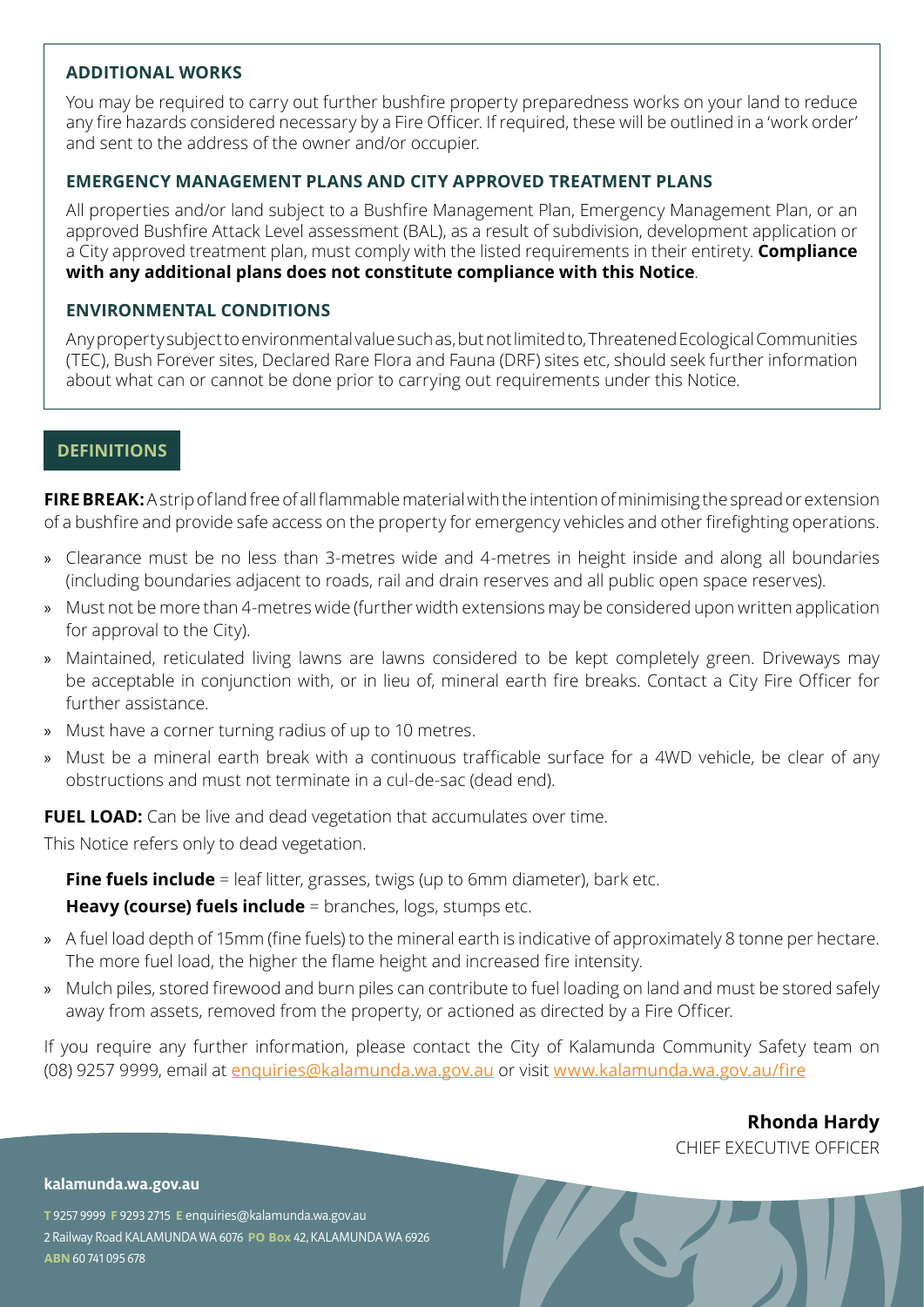### ADDITIONAL WORKS

You may be required to carry out further bushfire property preparedness works on your land to reduce any fire hazards considered necessary by a Fire Officer. If required, these will be outlined in a 'work order' and sent to the address of the owner and/or occupier.

### EMERGENCY MANAGEMENT PLANS AND CITY APPROVED TREATMENT PLANS

All properties and/or land subject to a Bushfire Management Plan, Emergency Management Plan, or an approved Bushfire Attack Level assessment (BAL), as a result of subdivision, development application or a City approved treatment plan, must comply with the listed requirements in their entirety. **Compliance with any additional plans does not constitute compliance with this Notice**.

### ENVIRONMENTAL CONDITIONS

Any property subject to environmental value such as, but not limited to, Threatened Ecological Communities (TEC), Bush Forever sites, Declared Rare Flora and Fauna (DRF) sites etc, should seek further information about what can or cannot be done prior to carrying out requirements under this Notice.

## DEFINITIONS

**FIRE BREAK:** A strip of land free of all flammable material with the intention of minimising the spread or extension of a bushfire and provide safe access on the property for emergency vehicles and other firefighting operations.

- Clearance must be no less than 3-metres wide and 4-metres in height inside and along all boundaries (including boundaries adjacent to roads, rail and drain reserves and all public open space reserves).
- Must not be more than 4-metres wide (further width extensions may be considered upon written application for approval to the City).
- Maintained, reticulated living lawns are lawns considered to be kept completely green. Driveways may be acceptable in conjunction with, or in lieu of, mineral earth fire breaks. Contact a City Fire Officer for further assistance.
- Must have a corner turning radius of up to 10 metres.
- Must be a mineral earth break with a continuous trafficable surface for a 4WD vehicle, be clear of any obstructions and must not terminate in a cul-de-sac (dead end).

**FUEL LOAD:** Can be live and dead vegetation that accumulates over time.

This Notice refers only to dead vegetation.

**Fine fuels include** = leaf litter, grasses, twigs (up to 6mm diameter), bark etc.

**Heavy (course) fuels include** = branches, logs, stumps etc.

- A fuel load depth of 15mm (fine fuels) to the mineral earth is indicative of approximately 8 tonne per hectare. The more fuel load, the higher the flame height and increased fire intensity.
- Mulch piles, stored firewood and burn piles can contribute to fuel loading on land and must be stored safely away from assets, removed from the property, or actioned as directed by a Fire Officer.

If you require any further information, please contact the City of Kalamunda Community Safety team on (08) 9257 9999, email at enquiries@kalamunda.wa.gov.au or visit www.kalamunda.wa.gov.au/fire

**Rhonda Hardy**
CHIEF EXECUTIVE OFFICER

**kalamunda.wa.gov.au**

**T** 9257 9999 **F** 9293 2715 **E** enquiries@kalamunda.wa.gov.au
2 Railway Road KALAMUNDA WA 6076 **PO Box** 42, KALAMUNDA WA 6926
**ABN** 60 741 095 678